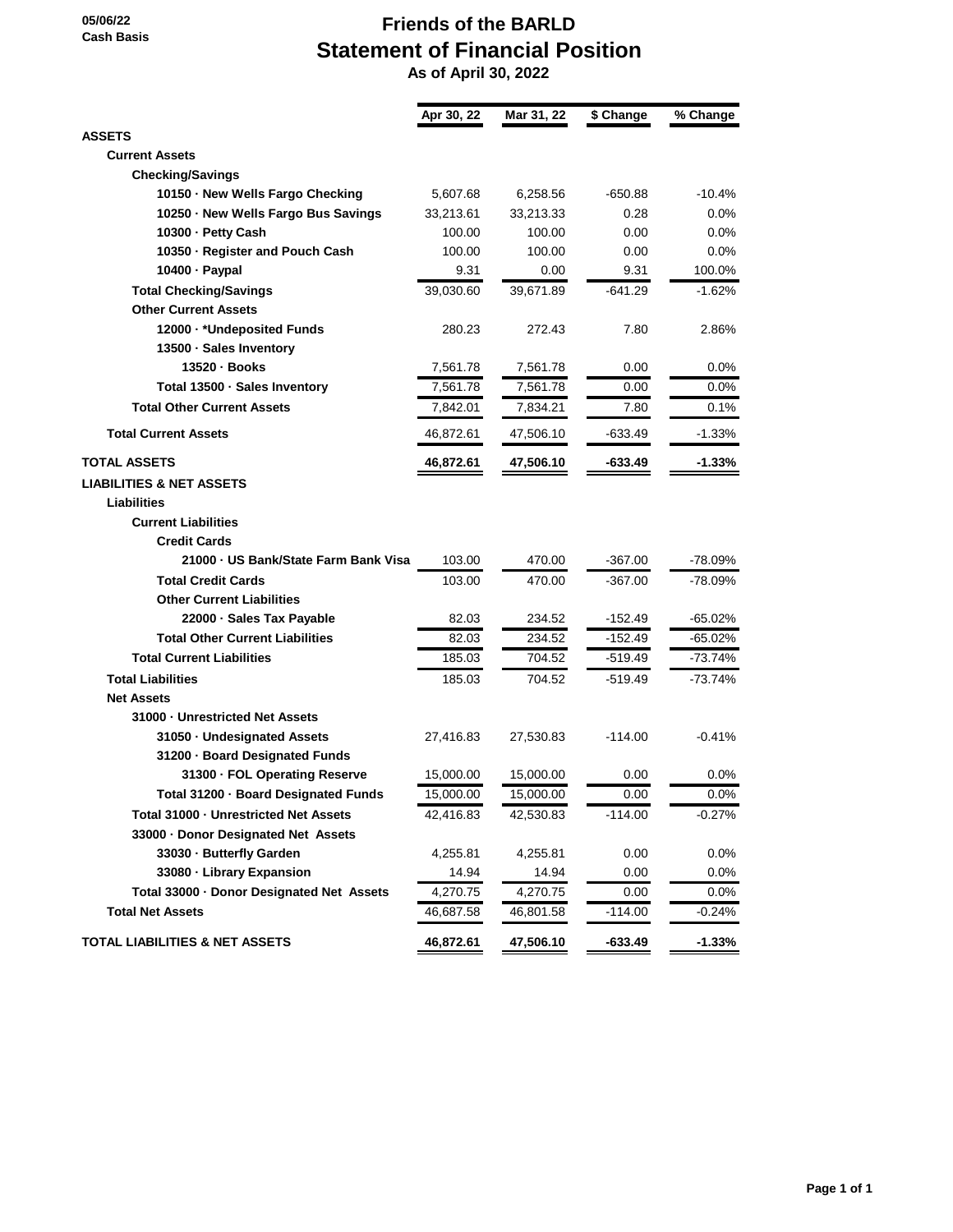05/06/22
Cash Basis

# Friends of the BARLD
## Statement of Financial Position
### As of April 30, 2022

| | Apr 30, 22 | Mar 31, 22 | $ Change | % Change |
|---|---|---|---|---|
| **ASSETS** | | | | |
| **Current Assets** | | | | |
| **Checking/Savings** | | | | |
| **10150 · New Wells Fargo Checking** | 5,607.68 | 6,258.56 | -650.88 | -10.4% |
| **10250 · New Wells Fargo Bus Savings** | 33,213.61 | 33,213.33 | 0.28 | 0.0% |
| **10300 · Petty Cash** | 100.00 | 100.00 | 0.00 | 0.0% |
| **10350 · Register and Pouch Cash** | 100.00 | 100.00 | 0.00 | 0.0% |
| **10400 · Paypal** | 9.31 | 0.00 | 9.31 | 100.0% |
| **Total Checking/Savings** | 39,030.60 | 39,671.89 | -641.29 | -1.62% |
| **Other Current Assets** | | | | |
| **12000 · *Undeposited Funds** | 280.23 | 272.43 | 7.80 | 2.86% |
| **13500 · Sales Inventory** | | | | |
| **13520 · Books** | 7,561.78 | 7,561.78 | 0.00 | 0.0% |
| **Total 13500 · Sales Inventory** | 7,561.78 | 7,561.78 | 0.00 | 0.0% |
| **Total Other Current Assets** | 7,842.01 | 7,834.21 | 7.80 | 0.1% |
| **Total Current Assets** | 46,872.61 | 47,506.10 | -633.49 | -1.33% |
| **TOTAL ASSETS** | **46,872.61** | **47,506.10** | **-633.49** | **-1.33%** |
| **LIABILITIES & NET ASSETS** | | | | |
| **Liabilities** | | | | |
| **Current Liabilities** | | | | |
| **Credit Cards** | | | | |
| **21000 · US Bank/State Farm Bank Visa** | 103.00 | 470.00 | -367.00 | -78.09% |
| **Total Credit Cards** | 103.00 | 470.00 | -367.00 | -78.09% |
| **Other Current Liabilities** | | | | |
| **22000 · Sales Tax Payable** | 82.03 | 234.52 | -152.49 | -65.02% |
| **Total Other Current Liabilities** | 82.03 | 234.52 | -152.49 | -65.02% |
| **Total Current Liabilities** | 185.03 | 704.52 | -519.49 | -73.74% |
| **Total Liabilities** | 185.03 | 704.52 | -519.49 | -73.74% |
| **Net Assets** | | | | |
| **31000 · Unrestricted Net Assets** | | | | |
| **31050 · Undesignated Assets** | 27,416.83 | 27,530.83 | -114.00 | -0.41% |
| **31200 · Board Designated Funds** | | | | |
| **31300 · FOL Operating Reserve** | 15,000.00 | 15,000.00 | 0.00 | 0.0% |
| **Total 31200 · Board Designated Funds** | 15,000.00 | 15,000.00 | 0.00 | 0.0% |
| **Total 31000 · Unrestricted Net Assets** | 42,416.83 | 42,530.83 | -114.00 | -0.27% |
| **33000 · Donor Designated Net Assets** | | | | |
| **33030 · Butterfly Garden** | 4,255.81 | 4,255.81 | 0.00 | 0.0% |
| **33080 · Library Expansion** | 14.94 | 14.94 | 0.00 | 0.0% |
| **Total 33000 · Donor Designated Net Assets** | 4,270.75 | 4,270.75 | 0.00 | 0.0% |
| **Total Net Assets** | 46,687.58 | 46,801.58 | -114.00 | -0.24% |
| **TOTAL LIABILITIES & NET ASSETS** | **46,872.61** | **47,506.10** | **-633.49** | **-1.33%** |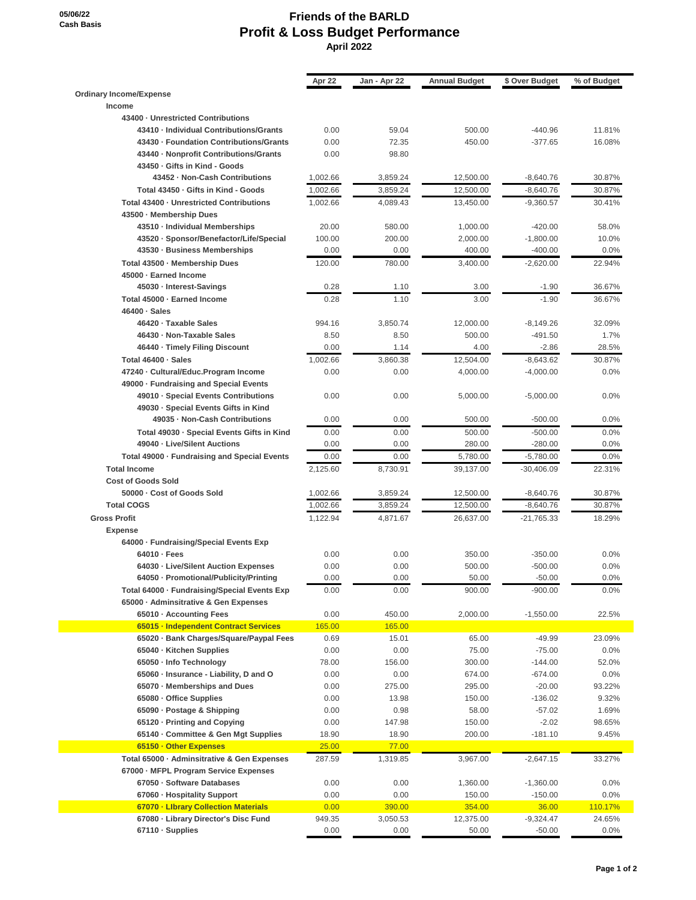05/06/22
Cash Basis

# Friends of the BARLD
## Profit & Loss Budget Performance
### April 2022

| | Apr 22 | Jan - Apr 22 | Annual Budget | $ Over Budget | % of Budget |
|---|---|---|---|---|---|
| **Ordinary Income/Expense** | | | | | |
| **Income** | | | | | |
| **43400 · Unrestricted Contributions** | | | | | |
| **43410 · Individual Contributions/Grants** | 0.00 | 59.04 | 500.00 | -440.96 | 11.81% |
| **43430 · Foundation Contributions/Grants** | 0.00 | 72.35 | 450.00 | -377.65 | 16.08% |
| **43440 · Nonprofit Contributions/Grants** | 0.00 | 98.80 | | | |
| **43450 · Gifts in Kind - Goods** | | | | | |
| **43452 · Non-Cash Contributions** | 1,002.66 | 3,859.24 | 12,500.00 | -8,640.76 | 30.87% |
| **Total 43450 · Gifts in Kind - Goods** | 1,002.66 | 3,859.24 | 12,500.00 | -8,640.76 | 30.87% |
| **Total 43400 · Unrestricted Contributions** | 1,002.66 | 4,089.43 | 13,450.00 | -9,360.57 | 30.41% |
| **43500 · Membership Dues** | | | | | |
| **43510 · Individual Memberships** | 20.00 | 580.00 | 1,000.00 | -420.00 | 58.0% |
| **43520 · Sponsor/Benefactor/Life/Special** | 100.00 | 200.00 | 2,000.00 | -1,800.00 | 10.0% |
| **43530 · Business Memberships** | 0.00 | 0.00 | 400.00 | -400.00 | 0.0% |
| **Total 43500 · Membership Dues** | 120.00 | 780.00 | 3,400.00 | -2,620.00 | 22.94% |
| **45000 · Earned Income** | | | | | |
| **45030 · Interest-Savings** | 0.28 | 1.10 | 3.00 | -1.90 | 36.67% |
| **Total 45000 · Earned Income** | 0.28 | 1.10 | 3.00 | -1.90 | 36.67% |
| **46400 · Sales** | | | | | |
| **46420 · Taxable Sales** | 994.16 | 3,850.74 | 12,000.00 | -8,149.26 | 32.09% |
| **46430 · Non-Taxable Sales** | 8.50 | 8.50 | 500.00 | -491.50 | 1.7% |
| **46440 · Timely Filing Discount** | 0.00 | 1.14 | 4.00 | -2.86 | 28.5% |
| **Total 46400 · Sales** | 1,002.66 | 3,860.38 | 12,504.00 | -8,643.62 | 30.87% |
| **47240 · Cultural/Educ.Program Income** | 0.00 | 0.00 | 4,000.00 | -4,000.00 | 0.0% |
| **49000 · Fundraising and Special Events** | | | | | |
| **49010 · Special Events Contributions** | 0.00 | 0.00 | 5,000.00 | -5,000.00 | 0.0% |
| **49030 · Special Events Gifts in Kind** | | | | | |
| **49035 · Non-Cash Contributions** | 0.00 | 0.00 | 500.00 | -500.00 | 0.0% |
| **Total 49030 · Special Events Gifts in Kind** | 0.00 | 0.00 | 500.00 | -500.00 | 0.0% |
| **49040 · Live/Silent Auctions** | 0.00 | 0.00 | 280.00 | -280.00 | 0.0% |
| **Total 49000 · Fundraising and Special Events** | 0.00 | 0.00 | 5,780.00 | -5,780.00 | 0.0% |
| **Total Income** | 2,125.60 | 8,730.91 | 39,137.00 | -30,406.09 | 22.31% |
| **Cost of Goods Sold** | | | | | |
| **50000 · Cost of Goods Sold** | 1,002.66 | 3,859.24 | 12,500.00 | -8,640.76 | 30.87% |
| **Total COGS** | 1,002.66 | 3,859.24 | 12,500.00 | -8,640.76 | 30.87% |
| **Gross Profit** | 1,122.94 | 4,871.67 | 26,637.00 | -21,765.33 | 18.29% |
| **Expense** | | | | | |
| **64000 · Fundraising/Special Events Exp** | | | | | |
| **64010 · Fees** | 0.00 | 0.00 | 350.00 | -350.00 | 0.0% |
| **64030 · Live/Silent Auction Expenses** | 0.00 | 0.00 | 500.00 | -500.00 | 0.0% |
| **64050 · Promotional/Publicity/Printing** | 0.00 | 0.00 | 50.00 | -50.00 | 0.0% |
| **Total 64000 · Fundraising/Special Events Exp** | 0.00 | 0.00 | 900.00 | -900.00 | 0.0% |
| **65000 · Adminsitrative & Gen Expenses** | | | | | |
| **65010 · Accounting Fees** | 0.00 | 450.00 | 2,000.00 | -1,550.00 | 22.5% |
| **65015 · Independent Contract Services** | 165.00 | 165.00 | | | |
| **65020 · Bank Charges/Square/Paypal Fees** | 0.69 | 15.01 | 65.00 | -49.99 | 23.09% |
| **65040 · Kitchen Supplies** | 0.00 | 0.00 | 75.00 | -75.00 | 0.0% |
| **65050 · Info Technology** | 78.00 | 156.00 | 300.00 | -144.00 | 52.0% |
| **65060 · Insurance - Liability, D and O** | 0.00 | 0.00 | 674.00 | -674.00 | 0.0% |
| **65070 · Memberships and Dues** | 0.00 | 275.00 | 295.00 | -20.00 | 93.22% |
| **65080 · Office Supplies** | 0.00 | 13.98 | 150.00 | -136.02 | 9.32% |
| **65090 · Postage & Shipping** | 0.00 | 0.98 | 58.00 | -57.02 | 1.69% |
| **65120 · Printing and Copying** | 0.00 | 147.98 | 150.00 | -2.02 | 98.65% |
| **65140 · Committee & Gen Mgt Supplies** | 18.90 | 18.90 | 200.00 | -181.10 | 9.45% |
| **65150 · Other Expenses** | 25.00 | 77.00 | | | |
| **Total 65000 · Adminsitrative & Gen Expenses** | 287.59 | 1,319.85 | 3,967.00 | -2,647.15 | 33.27% |
| **67000 · MFPL Program Service Expenses** | | | | | |
| **67050 · Software Databases** | 0.00 | 0.00 | 1,360.00 | -1,360.00 | 0.0% |
| **67060 · Hospitality Support** | 0.00 | 0.00 | 150.00 | -150.00 | 0.0% |
| **67070 · LIbrary Collection Materials** | 0.00 | 390.00 | 354.00 | 36.00 | 110.17% |
| **67080 · Library Director's Disc Fund** | 949.35 | 3,050.53 | 12,375.00 | -9,324.47 | 24.65% |
| **67110 · Supplies** | 0.00 | 0.00 | 50.00 | -50.00 | 0.0% |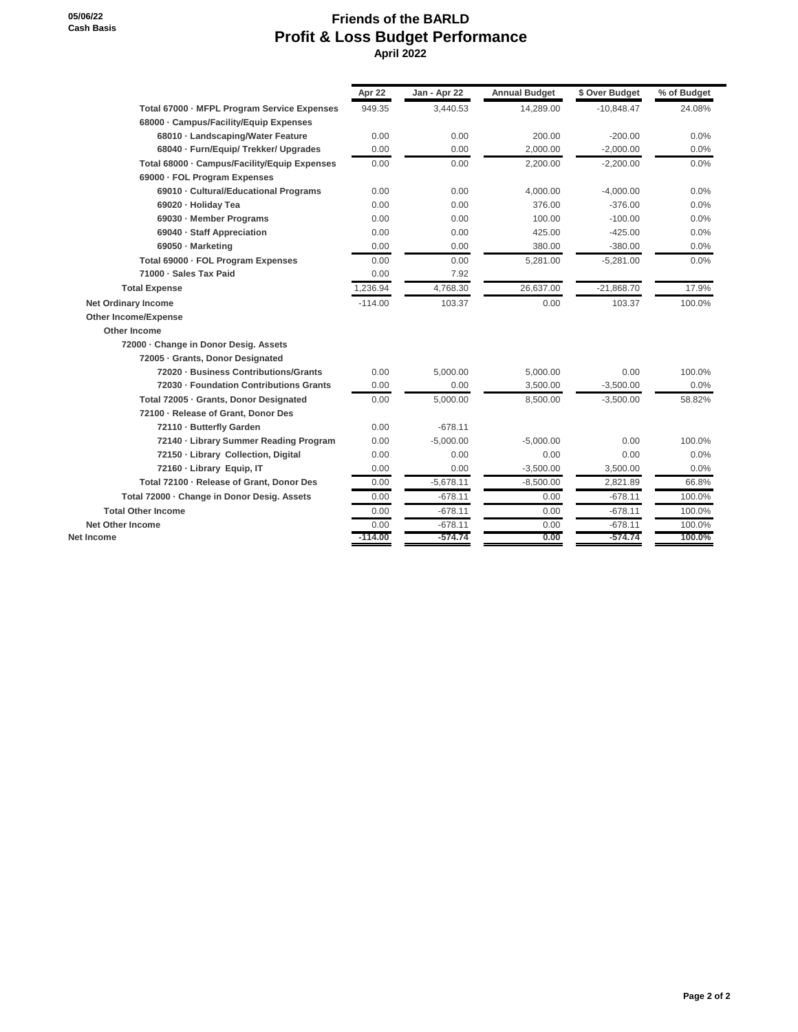05/06/22
Cash Basis

# Friends of the BARLD
## Profit & Loss Budget Performance
### April 2022

| | Apr 22 | Jan - Apr 22 | Annual Budget | $ Over Budget | % of Budget |
|---|---|---|---|---|---|
| Total 67000 · MFPL Program Service Expenses | 949.35 | 3,440.53 | 14,289.00 | -10,848.47 | 24.08% |
| 68000 · Campus/Facility/Equip Expenses | | | | | |
| 68010 · Landscaping/Water Feature | 0.00 | 0.00 | 200.00 | -200.00 | 0.0% |
| 68040 · Furn/Equip/ Trekker/ Upgrades | 0.00 | 0.00 | 2,000.00 | -2,000.00 | 0.0% |
| Total 68000 · Campus/Facility/Equip Expenses | 0.00 | 0.00 | 2,200.00 | -2,200.00 | 0.0% |
| 69000 · FOL Program Expenses | | | | | |
| 69010 · Cultural/Educational Programs | 0.00 | 0.00 | 4,000.00 | -4,000.00 | 0.0% |
| 69020 · Holiday Tea | 0.00 | 0.00 | 376.00 | -376.00 | 0.0% |
| 69030 · Member Programs | 0.00 | 0.00 | 100.00 | -100.00 | 0.0% |
| 69040 · Staff Appreciation | 0.00 | 0.00 | 425.00 | -425.00 | 0.0% |
| 69050 · Marketing | 0.00 | 0.00 | 380.00 | -380.00 | 0.0% |
| Total 69000 · FOL Program Expenses | 0.00 | 0.00 | 5,281.00 | -5,281.00 | 0.0% |
| 71000 · Sales Tax Paid | 0.00 | 7.92 | | | |
| Total Expense | 1,236.94 | 4,768.30 | 26,637.00 | -21,868.70 | 17.9% |
| Net Ordinary Income | -114.00 | 103.37 | 0.00 | 103.37 | 100.0% |
| Other Income/Expense | | | | | |
| Other Income | | | | | |
| 72000 · Change in Donor Desig. Assets | | | | | |
| 72005 · Grants, Donor Designated | | | | | |
| 72020 · Business Contributions/Grants | 0.00 | 5,000.00 | 5,000.00 | 0.00 | 100.0% |
| 72030 · Foundation Contributions Grants | 0.00 | 0.00 | 3,500.00 | -3,500.00 | 0.0% |
| Total 72005 · Grants, Donor Designated | 0.00 | 5,000.00 | 8,500.00 | -3,500.00 | 58.82% |
| 72100 · Release of Grant, Donor Des | | | | | |
| 72110 · Butterfly Garden | 0.00 | -678.11 | | | |
| 72140 · Library Summer Reading Program | 0.00 | -5,000.00 | -5,000.00 | 0.00 | 100.0% |
| 72150 · Library Collection, Digital | 0.00 | 0.00 | 0.00 | 0.00 | 0.0% |
| 72160 · Library Equip, IT | 0.00 | 0.00 | -3,500.00 | 3,500.00 | 0.0% |
| Total 72100 · Release of Grant, Donor Des | 0.00 | -5,678.11 | -8,500.00 | 2,821.89 | 66.8% |
| Total 72000 · Change in Donor Desig. Assets | 0.00 | -678.11 | 0.00 | -678.11 | 100.0% |
| Total Other Income | 0.00 | -678.11 | 0.00 | -678.11 | 100.0% |
| Net Other Income | 0.00 | -678.11 | 0.00 | -678.11 | 100.0% |
| Net Income | -114.00 | -574.74 | 0.00 | -574.74 | 100.0% |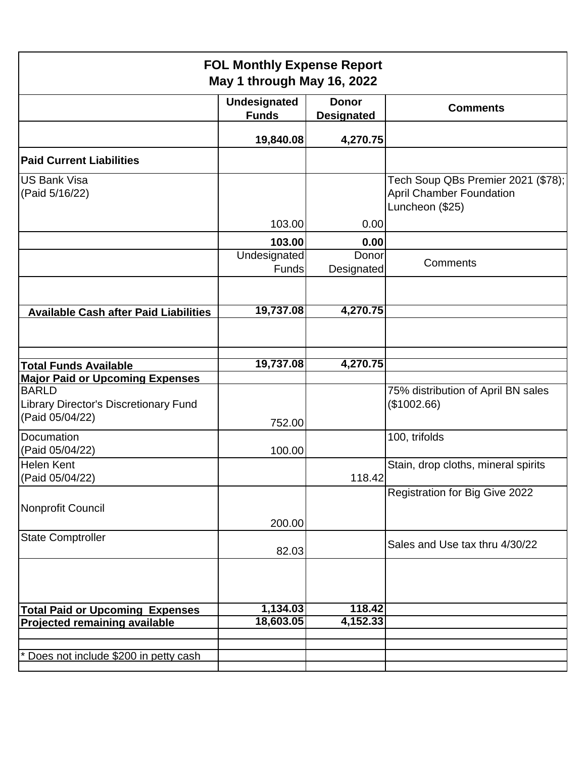| FOL Monthly Expense Report<br>May 1 through May 16, 2022 | | | |
|---|---|---|---|
| | **Undesignated Funds** | **Donor Designated** | **Comments** |
| | **19,840.08** | **4,270.75** | |
| **Paid Current Liabilities** | | | |
| US Bank Visa<br>(Paid 5/16/22) | 103.00 | 0.00 | Tech Soup QBs Premier 2021 ($78); April Chamber Foundation Luncheon ($25) |
| | **103.00** | **0.00** | |
| | Undesignated Funds | Donor Designated | Comments |
| | | | |
| **Available Cash after Paid Liabilities** | **19,737.08** | **4,270.75** | |
| | | | |
| | | | |
| **Total Funds Available** | **19,737.08** | **4,270.75** | |
| **Major Paid or Upcoming Expenses** | | | |
| BARLD<br>Library Director's Discretionary Fund<br>(Paid 05/04/22) | 752.00 | | 75% distribution of April BN sales ($1002.66) |
| Documation<br>(Paid 05/04/22) | 100.00 | | 100, trifolds |
| Helen Kent<br>(Paid 05/04/22) | | 118.42 | Stain, drop cloths, mineral spirits |
| Nonprofit Council | 200.00 | | Registration for Big Give 2022 |
| State Comptroller | 82.03 | | Sales and Use tax thru 4/30/22 |
| | | | |
| **Total Paid or Upcoming Expenses** | **1,134.03** | **118.42** | |
| **Projected remaining available** | **18,603.05** | **4,152.33** | |
| | | | |
| | | | |
| * Does not include $200 in petty cash | | | |
| | | | |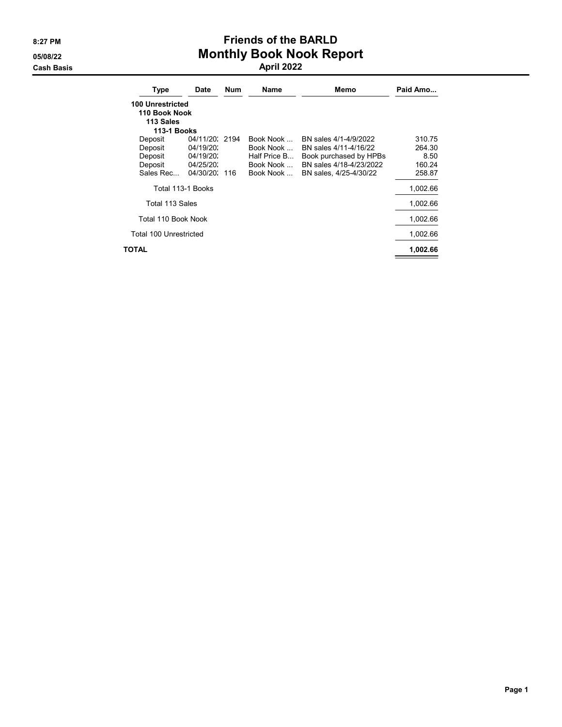8:27 PM
05/08/22
Cash Basis

# Friends of the BARLD
# Monthly Book Nook Report
## April 2022

| Type | Date | Num | Name | Memo | Paid Amo... |
|---|---|---|---|---|---|
| **100 Unrestricted** | | | | | |
| **110 Book Nook** | | | | | |
| **113 Sales** | | | | | |
| **113-1 Books** | | | | | |
| Deposit | 04/11/20: | 2194 | Book Nook ... | BN sales 4/1-4/9/2022 | 310.75 |
| Deposit | 04/19/20: | | Book Nook ... | BN sales 4/11-4/16/22 | 264.30 |
| Deposit | 04/19/20: | | Half Price B... | Book purchased by HPBs | 8.50 |
| Deposit | 04/25/20: | | Book Nook ... | BN sales 4/18-4/23/2022 | 160.24 |
| Sales Rec... | 04/30/20: | 116 | Book Nook ... | BN sales, 4/25-4/30/22 | 258.87 |
| Total 113-1 Books | | | | | 1,002.66 |
| Total 113 Sales | | | | | 1,002.66 |
| Total 110 Book Nook | | | | | 1,002.66 |
| Total 100 Unrestricted | | | | | 1,002.66 |
| **TOTAL** | | | | | **1,002.66** |